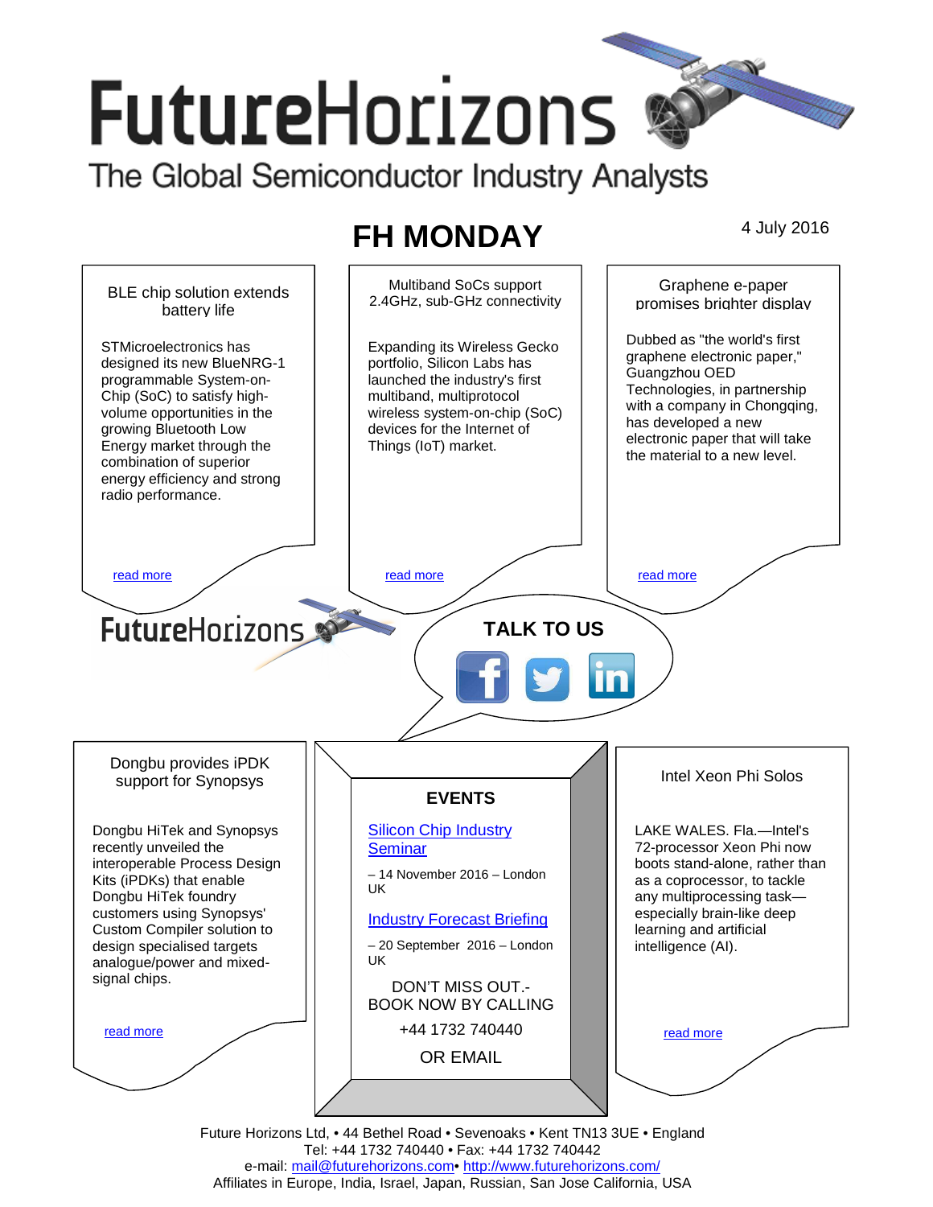# FutureHorizons

The Global Semiconductor Industry Analysts

## FH MONDAY

4 July 2016

### BLE chip solution extends battery life

STMicroelectronics has designed its new BlueNRG-1 programmable System-on-Chip (SoC) to satisfy high-volume opportunities in the growing Bluetooth Low Energy market through the combination of superior energy efficiency and strong radio performance.

read more

### Multiband SoCs support 2.4GHz, sub-GHz connectivity

Expanding its Wireless Gecko portfolio, Silicon Labs has launched the industry's first multiband, multiprotocol wireless system-on-chip (SoC) devices for the Internet of Things (IoT) market.

read more

### Graphene e-paper promises brighter display

Dubbed as "the world's first graphene electronic paper," Guangzhou OED Technologies, in partnership with a company in Chongqing, has developed a new electronic paper that will take the material to a new level.

read more

FutureHorizons

**TALK TO US**

### Dongbu provides iPDK support for Synopsys

Dongbu HiTek and Synopsys recently unveiled the interoperable Process Design Kits (iPDKs) that enable Dongbu HiTek foundry customers using Synopsys' Custom Compiler solution to design specialised targets analogue/power and mixed-signal chips.

read more

### EVENTS

Silicon Chip Industry Seminar

– 14 November 2016 – London UK

Industry Forecast Briefing

– 20 September 2016 – London UK

DON'T MISS OUT.- BOOK NOW BY CALLING

+44 1732 740440

OR EMAIL

### Intel Xeon Phi Solos

LAKE WALES. Fla.—Intel's 72-processor Xeon Phi now boots stand-alone, rather than as a coprocessor, to tackle any multiprocessing task—especially brain-like deep learning and artificial intelligence (AI).

read more

Future Horizons Ltd, • 44 Bethel Road • Sevenoaks • Kent TN13 3UE • England
Tel: +44 1732 740440 • Fax: +44 1732 740442
e-mail: mail@futurehorizons.com• http://www.futurehorizons.com/
Affiliates in Europe, India, Israel, Japan, Russian, San Jose California, USA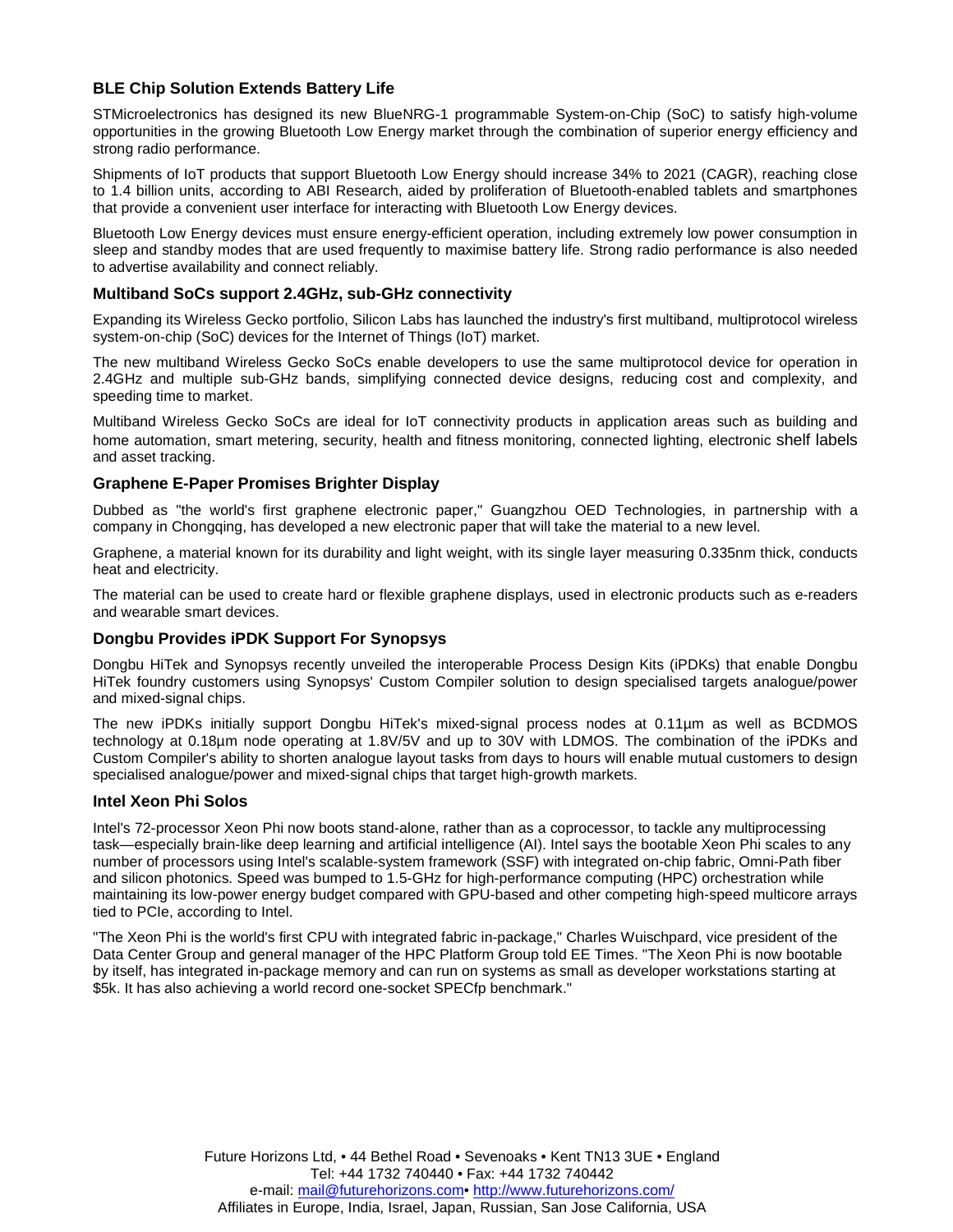### BLE Chip Solution Extends Battery Life

STMicroelectronics has designed its new BlueNRG-1 programmable System-on-Chip (SoC) to satisfy high-volume opportunities in the growing Bluetooth Low Energy market through the combination of superior energy efficiency and strong radio performance.

Shipments of IoT products that support Bluetooth Low Energy should increase 34% to 2021 (CAGR), reaching close to 1.4 billion units, according to ABI Research, aided by proliferation of Bluetooth-enabled tablets and smartphones that provide a convenient user interface for interacting with Bluetooth Low Energy devices.

Bluetooth Low Energy devices must ensure energy-efficient operation, including extremely low power consumption in sleep and standby modes that are used frequently to maximise battery life. Strong radio performance is also needed to advertise availability and connect reliably.

### Multiband SoCs support 2.4GHz, sub-GHz connectivity

Expanding its Wireless Gecko portfolio, Silicon Labs has launched the industry's first multiband, multiprotocol wireless system-on-chip (SoC) devices for the Internet of Things (IoT) market.

The new multiband Wireless Gecko SoCs enable developers to use the same multiprotocol device for operation in 2.4GHz and multiple sub-GHz bands, simplifying connected device designs, reducing cost and complexity, and speeding time to market.

Multiband Wireless Gecko SoCs are ideal for IoT connectivity products in application areas such as building and home automation, smart metering, security, health and fitness monitoring, connected lighting, electronic shelf labels and asset tracking.

### Graphene E-Paper Promises Brighter Display

Dubbed as "the world's first graphene electronic paper," Guangzhou OED Technologies, in partnership with a company in Chongqing, has developed a new electronic paper that will take the material to a new level.

Graphene, a material known for its durability and light weight, with its single layer measuring 0.335nm thick, conducts heat and electricity.

The material can be used to create hard or flexible graphene displays, used in electronic products such as e-readers and wearable smart devices.

### Dongbu Provides iPDK Support For Synopsys

Dongbu HiTek and Synopsys recently unveiled the interoperable Process Design Kits (iPDKs) that enable Dongbu HiTek foundry customers using Synopsys' Custom Compiler solution to design specialised targets analogue/power and mixed-signal chips.

The new iPDKs initially support Dongbu HiTek's mixed-signal process nodes at 0.11µm as well as BCDMOS technology at 0.18µm node operating at 1.8V/5V and up to 30V with LDMOS. The combination of the iPDKs and Custom Compiler's ability to shorten analogue layout tasks from days to hours will enable mutual customers to design specialised analogue/power and mixed-signal chips that target high-growth markets.

### Intel Xeon Phi Solos

Intel's 72-processor Xeon Phi now boots stand-alone, rather than as a coprocessor, to tackle any multiprocessing task—especially brain-like deep learning and artificial intelligence (AI). Intel says the bootable Xeon Phi scales to any number of processors using Intel's scalable-system framework (SSF) with integrated on-chip fabric, Omni-Path fiber and silicon photonics. Speed was bumped to 1.5-GHz for high-performance computing (HPC) orchestration while maintaining its low-power energy budget compared with GPU-based and other competing high-speed multicore arrays tied to PCIe, according to Intel.

"The Xeon Phi is the world's first CPU with integrated fabric in-package," Charles Wuischpard, vice president of the Data Center Group and general manager of the HPC Platform Group told EE Times. "The Xeon Phi is now bootable by itself, has integrated in-package memory and can run on systems as small as developer workstations starting at $5k. It has also achieving a world record one-socket SPECfp benchmark."